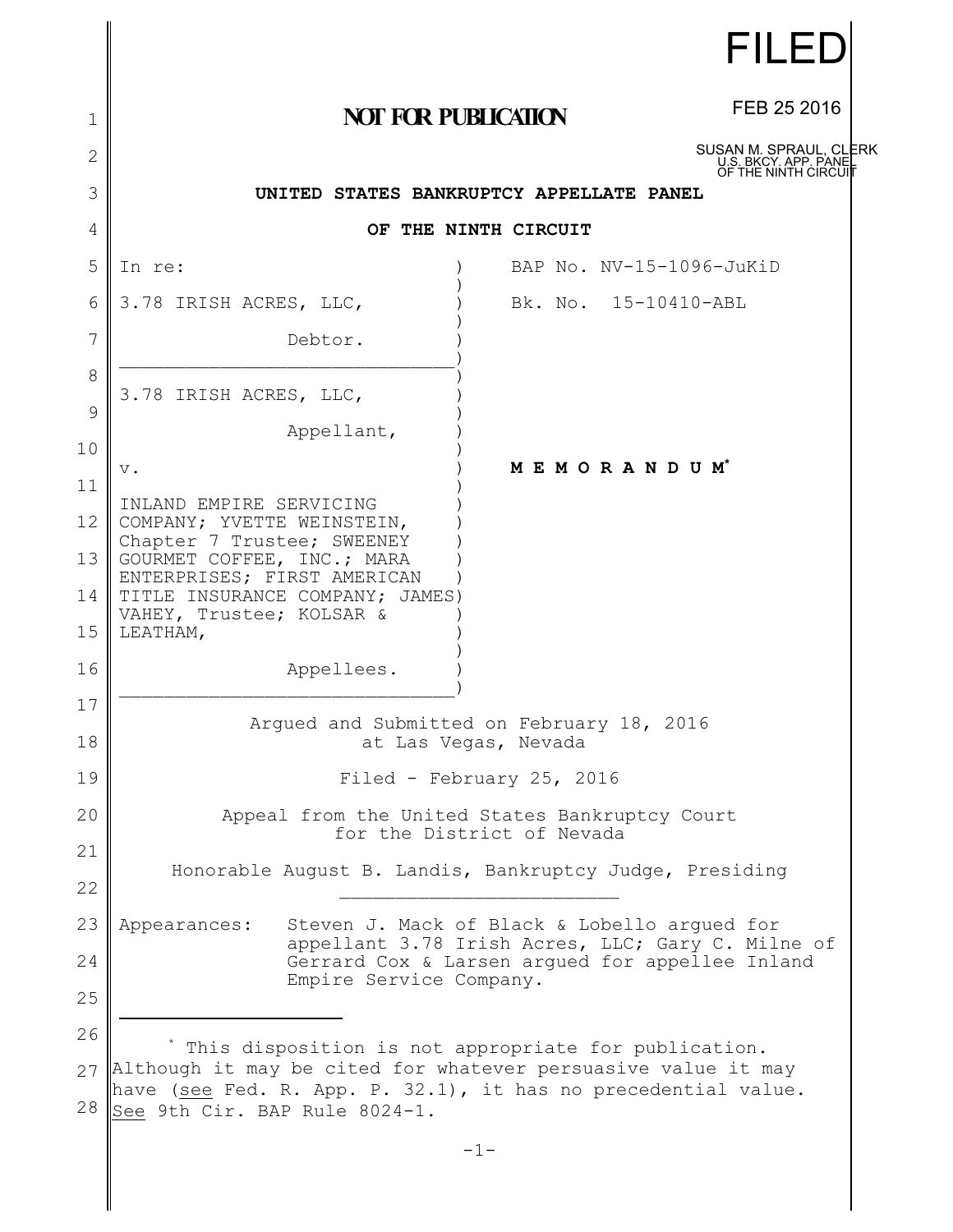FILED

FEB 25 2016

SUSAN M. SPRAUL, CLERK
U.S. BKCY. APP. PANEL
OF THE NINTH CIRCUIT

**NOT FOR PUBLICATION**

**UNITED STATES BANKRUPTCY APPELLATE PANEL**

**OF THE NINTH CIRCUIT**

| | |
|---|---|
| In re:<br><br>3.78 IRISH ACRES, LLC,<br><br>Debtor. | BAP No. NV-15-1096-JuKiD<br><br>Bk. No. 15-10410-ABL |
| 3.78 IRISH ACRES, LLC,<br><br>Appellant,<br><br>v.<br><br>INLAND EMPIRE SERVICING COMPANY; YVETTE WEINSTEIN, Chapter 7 Trustee; SWEENEY GOURMET COFFEE, INC.; MARA ENTERPRISES; FIRST AMERICAN TITLE INSURANCE COMPANY; JAMES VAHEY, Trustee; KOLSAR & LEATHAM,<br><br>Appellees. | **M E M O R A N D U M**[*] |

Argued and Submitted on February 18, 2016
at Las Vegas, Nevada

Filed - February 25, 2016

Appeal from the United States Bankruptcy Court
for the District of Nevada

Honorable August B. Landis, Bankruptcy Judge, Presiding

---

Appearances: Steven J. Mack of Black & Lobello argued for appellant 3.78 Irish Acres, LLC; Gary C. Milne of Gerrard Cox & Larsen argued for appellee Inland Empire Service Company.

---

[*] This disposition is not appropriate for publication. Although it may be cited for whatever persuasive value it may have (see Fed. R. App. P. 32.1), it has no precedential value. See 9th Cir. BAP Rule 8024-1.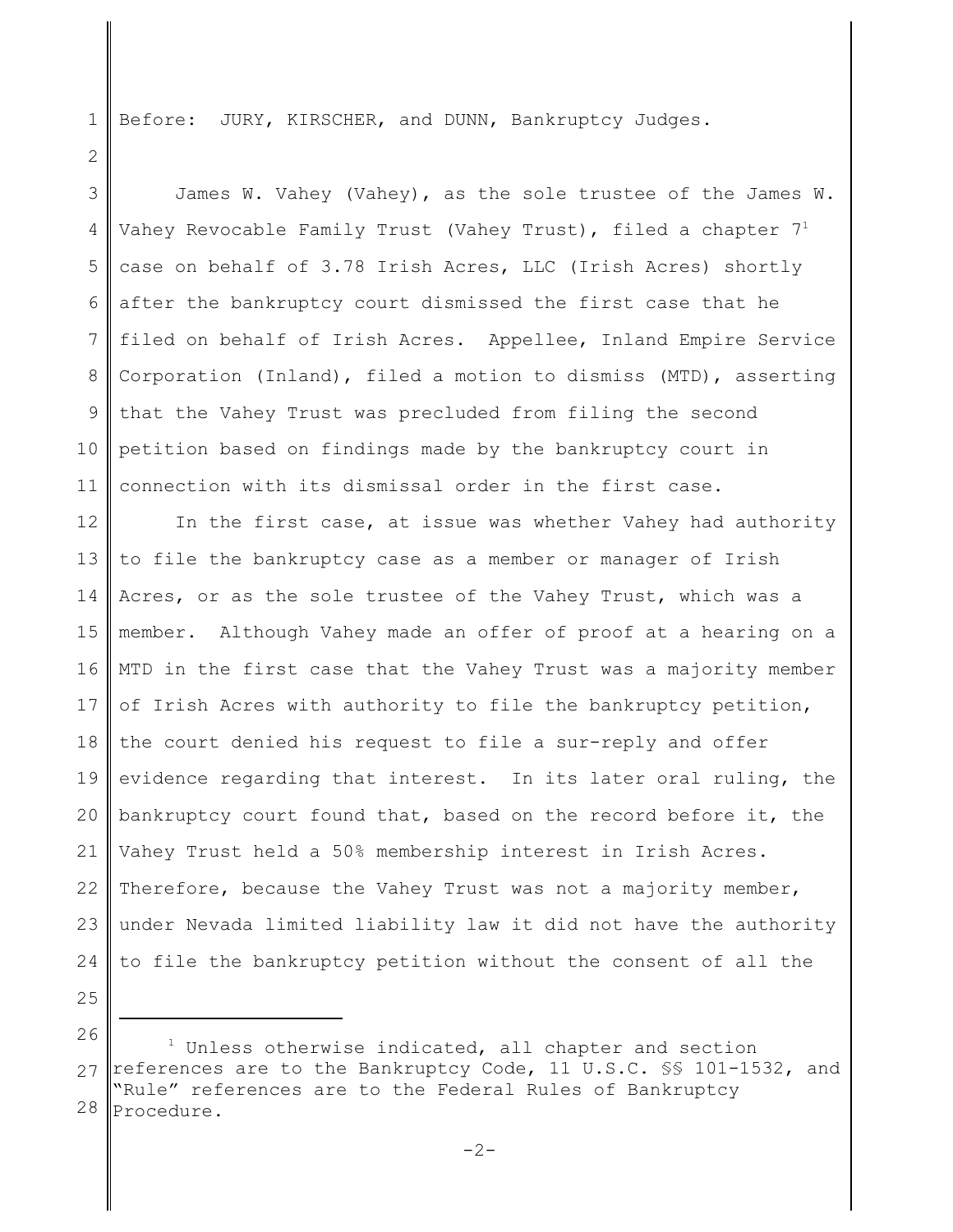Before: JURY, KIRSCHER, and DUNN, Bankruptcy Judges.

James W. Vahey (Vahey), as the sole trustee of the James W. Vahey Revocable Family Trust (Vahey Trust), filed a chapter 7[1] case on behalf of 3.78 Irish Acres, LLC (Irish Acres) shortly after the bankruptcy court dismissed the first case that he filed on behalf of Irish Acres. Appellee, Inland Empire Service Corporation (Inland), filed a motion to dismiss (MTD), asserting that the Vahey Trust was precluded from filing the second petition based on findings made by the bankruptcy court in connection with its dismissal order in the first case.

In the first case, at issue was whether Vahey had authority to file the bankruptcy case as a member or manager of Irish Acres, or as the sole trustee of the Vahey Trust, which was a member. Although Vahey made an offer of proof at a hearing on a MTD in the first case that the Vahey Trust was a majority member of Irish Acres with authority to file the bankruptcy petition, the court denied his request to file a sur-reply and offer evidence regarding that interest. In its later oral ruling, the bankruptcy court found that, based on the record before it, the Vahey Trust held a 50% membership interest in Irish Acres. Therefore, because the Vahey Trust was not a majority member, under Nevada limited liability law it did not have the authority to file the bankruptcy petition without the consent of all the

---

[1] Unless otherwise indicated, all chapter and section references are to the Bankruptcy Code, 11 U.S.C. §§ 101-1532, and "Rule" references are to the Federal Rules of Bankruptcy Procedure.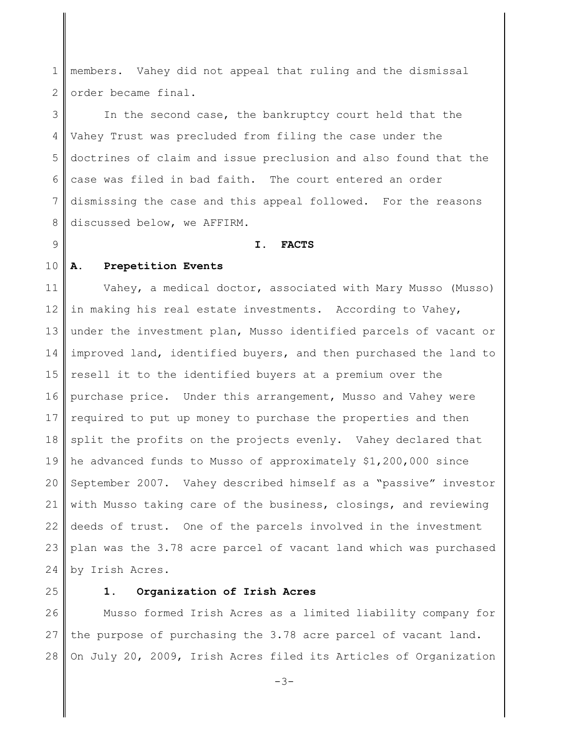members. Vahey did not appeal that ruling and the dismissal order became final.

In the second case, the bankruptcy court held that the Vahey Trust was precluded from filing the case under the doctrines of claim and issue preclusion and also found that the case was filed in bad faith. The court entered an order dismissing the case and this appeal followed. For the reasons discussed below, we AFFIRM.

# I. FACTS

## A. Prepetition Events

Vahey, a medical doctor, associated with Mary Musso (Musso) in making his real estate investments. According to Vahey, under the investment plan, Musso identified parcels of vacant or improved land, identified buyers, and then purchased the land to resell it to the identified buyers at a premium over the purchase price. Under this arrangement, Musso and Vahey were required to put up money to purchase the properties and then split the profits on the projects evenly. Vahey declared that he advanced funds to Musso of approximately $1,200,000 since September 2007. Vahey described himself as a "passive" investor with Musso taking care of the business, closings, and reviewing deeds of trust. One of the parcels involved in the investment plan was the 3.78 acre parcel of vacant land which was purchased by Irish Acres.

### 1. Organization of Irish Acres

Musso formed Irish Acres as a limited liability company for the purpose of purchasing the 3.78 acre parcel of vacant land. On July 20, 2009, Irish Acres filed its Articles of Organization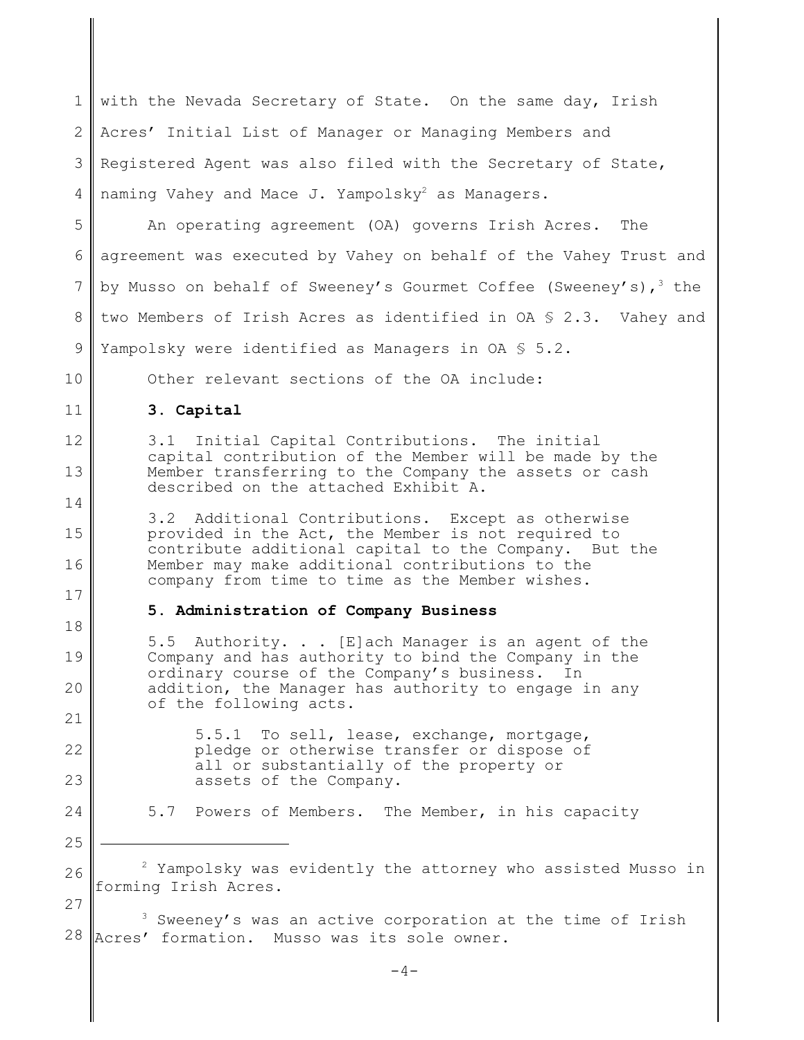with the Nevada Secretary of State. On the same day, Irish Acres' Initial List of Manager or Managing Members and Registered Agent was also filed with the Secretary of State, naming Vahey and Mace J. Yampolsky[2] as Managers.

An operating agreement (OA) governs Irish Acres. The agreement was executed by Vahey on behalf of the Vahey Trust and by Musso on behalf of Sweeney's Gourmet Coffee (Sweeney's),[3] the two Members of Irish Acres as identified in OA § 2.3. Vahey and Yampolsky were identified as Managers in OA § 5.2.

Other relevant sections of the OA include:

> **3. Capital**
>
> 3.1 Initial Capital Contributions. The initial capital contribution of the Member will be made by the Member transferring to the Company the assets or cash described on the attached Exhibit A.
>
> 3.2 Additional Contributions. Except as otherwise provided in the Act, the Member is not required to contribute additional capital to the Company. But the Member may make additional contributions to the company from time to time as the Member wishes.
>
> **5. Administration of Company Business**
>
> 5.5 Authority. . . [E]ach Manager is an agent of the Company and has authority to bind the Company in the ordinary course of the Company's business. In addition, the Manager has authority to engage in any of the following acts.
>
> > 5.5.1 To sell, lease, exchange, mortgage, pledge or otherwise transfer or dispose of all or substantially of the property or assets of the Company.
>
> 5.7 Powers of Members. The Member, in his capacity

---

[2] Yampolsky was evidently the attorney who assisted Musso in forming Irish Acres.

[3] Sweeney's was an active corporation at the time of Irish Acres' formation. Musso was its sole owner.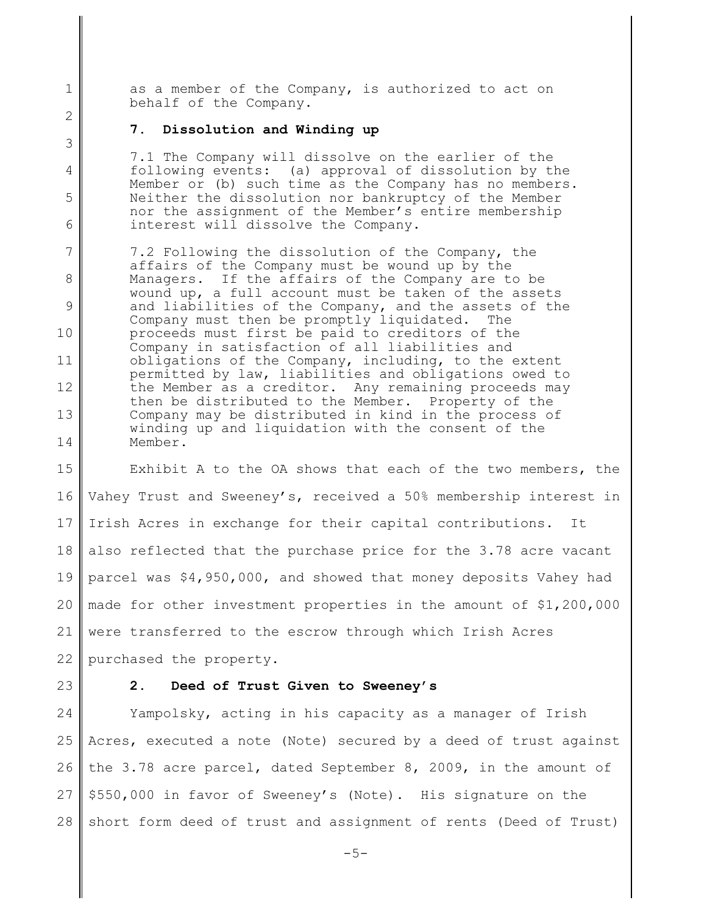as a member of the Company, is authorized to act on behalf of the Company.

**7. Dissolution and Winding up**

7.1 The Company will dissolve on the earlier of the following events: (a) approval of dissolution by the Member or (b) such time as the Company has no members. Neither the dissolution nor bankruptcy of the Member nor the assignment of the Member's entire membership interest will dissolve the Company.

7.2 Following the dissolution of the Company, the affairs of the Company must be wound up by the Managers. If the affairs of the Company are to be wound up, a full account must be taken of the assets and liabilities of the Company, and the assets of the Company must then be promptly liquidated. The proceeds must first be paid to creditors of the Company in satisfaction of all liabilities and obligations of the Company, including, to the extent permitted by law, liabilities and obligations owed to the Member as a creditor. Any remaining proceeds may then be distributed to the Member. Property of the Company may be distributed in kind in the process of winding up and liquidation with the consent of the Member.

Exhibit A to the OA shows that each of the two members, the Vahey Trust and Sweeney's, received a 50% membership interest in Irish Acres in exchange for their capital contributions. It also reflected that the purchase price for the 3.78 acre vacant parcel was $4,950,000, and showed that money deposits Vahey had made for other investment properties in the amount of $1,200,000 were transferred to the escrow through which Irish Acres purchased the property.

**2. Deed of Trust Given to Sweeney's**

Yampolsky, acting in his capacity as a manager of Irish Acres, executed a note (Note) secured by a deed of trust against the 3.78 acre parcel, dated September 8, 2009, in the amount of $550,000 in favor of Sweeney's (Note). His signature on the short form deed of trust and assignment of rents (Deed of Trust)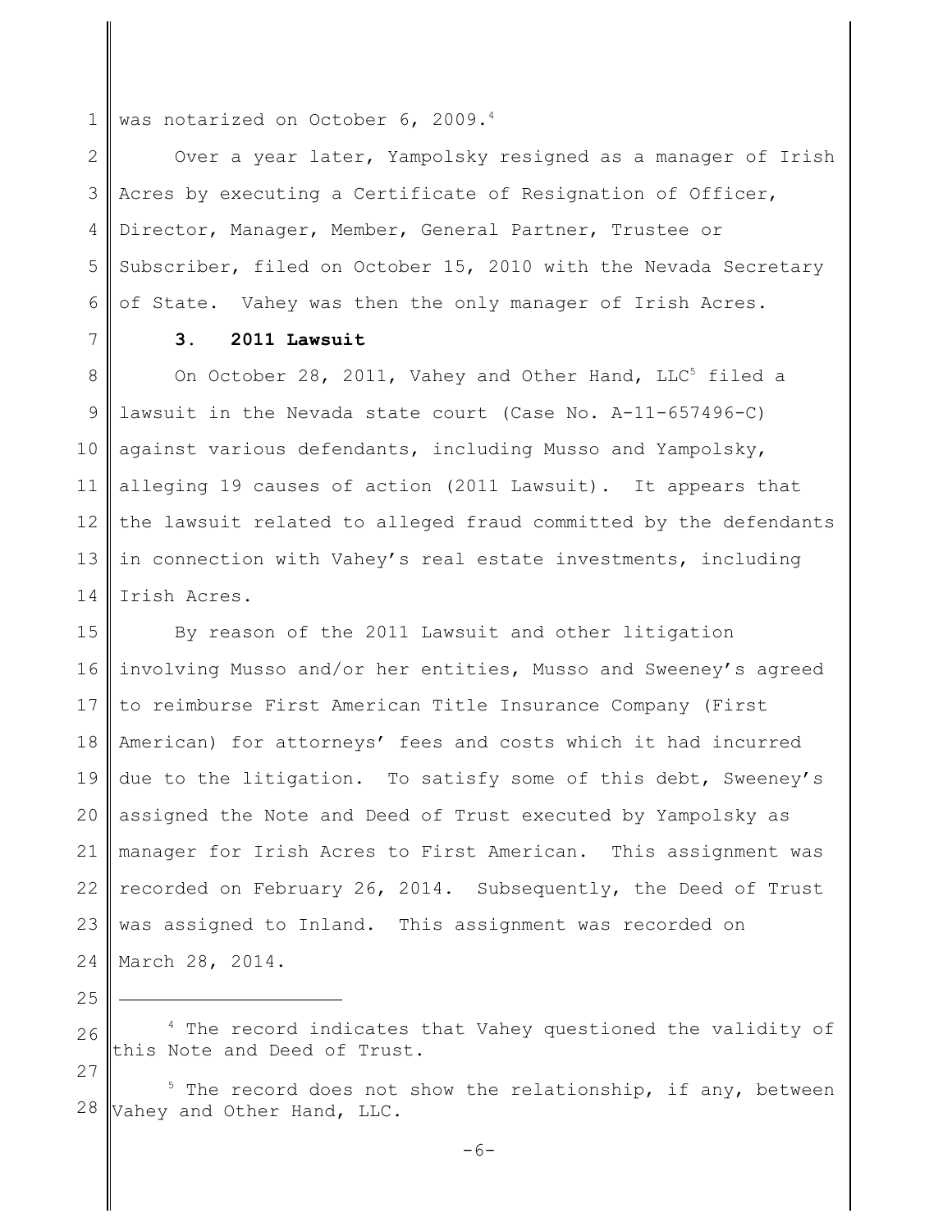was notarized on October 6, 2009.[4]

Over a year later, Yampolsky resigned as a manager of Irish Acres by executing a Certificate of Resignation of Officer, Director, Manager, Member, General Partner, Trustee or Subscriber, filed on October 15, 2010 with the Nevada Secretary of State. Vahey was then the only manager of Irish Acres.

### 3. 2011 Lawsuit

On October 28, 2011, Vahey and Other Hand, LLC[5] filed a lawsuit in the Nevada state court (Case No. A-11-657496-C) against various defendants, including Musso and Yampolsky, alleging 19 causes of action (2011 Lawsuit). It appears that the lawsuit related to alleged fraud committed by the defendants in connection with Vahey's real estate investments, including Irish Acres.

By reason of the 2011 Lawsuit and other litigation involving Musso and/or her entities, Musso and Sweeney's agreed to reimburse First American Title Insurance Company (First American) for attorneys' fees and costs which it had incurred due to the litigation. To satisfy some of this debt, Sweeney's assigned the Note and Deed of Trust executed by Yampolsky as manager for Irish Acres to First American. This assignment was recorded on February 26, 2014. Subsequently, the Deed of Trust was assigned to Inland. This assignment was recorded on March 28, 2014.

---

[4] The record indicates that Vahey questioned the validity of this Note and Deed of Trust.

[5] The record does not show the relationship, if any, between Vahey and Other Hand, LLC.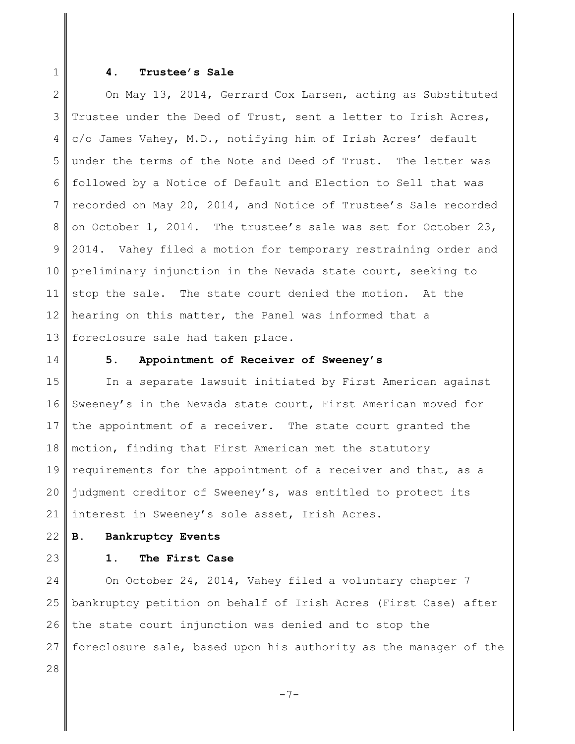### 4. Trustee's Sale

On May 13, 2014, Gerrard Cox Larsen, acting as Substituted Trustee under the Deed of Trust, sent a letter to Irish Acres, c/o James Vahey, M.D., notifying him of Irish Acres' default under the terms of the Note and Deed of Trust. The letter was followed by a Notice of Default and Election to Sell that was recorded on May 20, 2014, and Notice of Trustee's Sale recorded on October 1, 2014. The trustee's sale was set for October 23, 2014. Vahey filed a motion for temporary restraining order and preliminary injunction in the Nevada state court, seeking to stop the sale. The state court denied the motion. At the hearing on this matter, the Panel was informed that a foreclosure sale had taken place.

### 5. Appointment of Receiver of Sweeney's

In a separate lawsuit initiated by First American against Sweeney's in the Nevada state court, First American moved for the appointment of a receiver. The state court granted the motion, finding that First American met the statutory requirements for the appointment of a receiver and that, as a judgment creditor of Sweeney's, was entitled to protect its interest in Sweeney's sole asset, Irish Acres.

## B. Bankruptcy Events

### 1. The First Case

On October 24, 2014, Vahey filed a voluntary chapter 7 bankruptcy petition on behalf of Irish Acres (First Case) after the state court injunction was denied and to stop the foreclosure sale, based upon his authority as the manager of the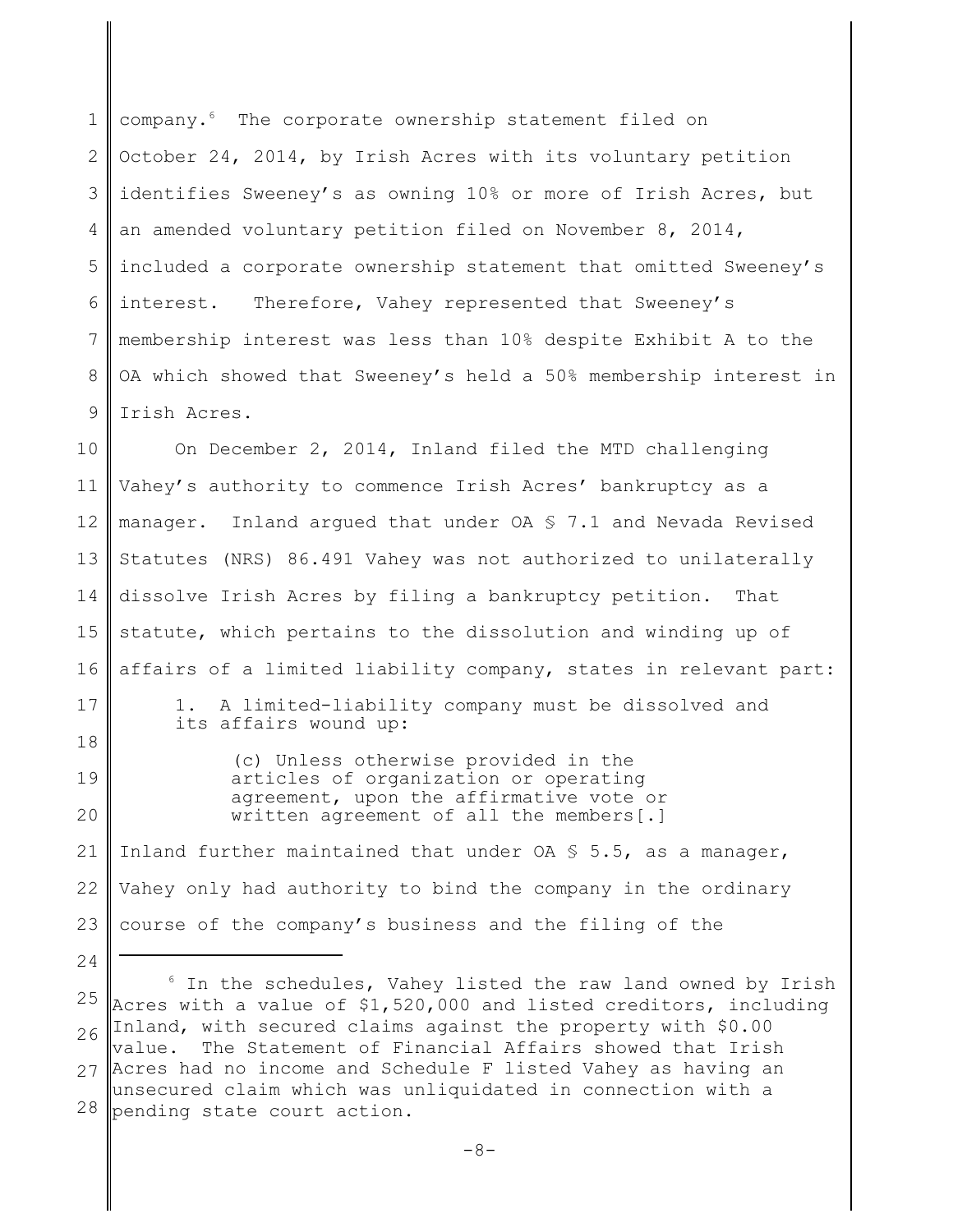company.[6] The corporate ownership statement filed on October 24, 2014, by Irish Acres with its voluntary petition identifies Sweeney's as owning 10% or more of Irish Acres, but an amended voluntary petition filed on November 8, 2014, included a corporate ownership statement that omitted Sweeney's interest. Therefore, Vahey represented that Sweeney's membership interest was less than 10% despite Exhibit A to the OA which showed that Sweeney's held a 50% membership interest in Irish Acres.

On December 2, 2014, Inland filed the MTD challenging Vahey's authority to commence Irish Acres' bankruptcy as a manager. Inland argued that under OA § 7.1 and Nevada Revised Statutes (NRS) 86.491 Vahey was not authorized to unilaterally dissolve Irish Acres by filing a bankruptcy petition. That statute, which pertains to the dissolution and winding up of affairs of a limited liability company, states in relevant part:

> 1. A limited-liability company must be dissolved and its affairs wound up:
>
> > (c) Unless otherwise provided in the articles of organization or operating agreement, upon the affirmative vote or written agreement of all the members[.]

Inland further maintained that under OA § 5.5, as a manager, Vahey only had authority to bind the company in the ordinary course of the company's business and the filing of the

---

[6] In the schedules, Vahey listed the raw land owned by Irish Acres with a value of $1,520,000 and listed creditors, including Inland, with secured claims against the property with $0.00 value. The Statement of Financial Affairs showed that Irish Acres had no income and Schedule F listed Vahey as having an unsecured claim which was unliquidated in connection with a pending state court action.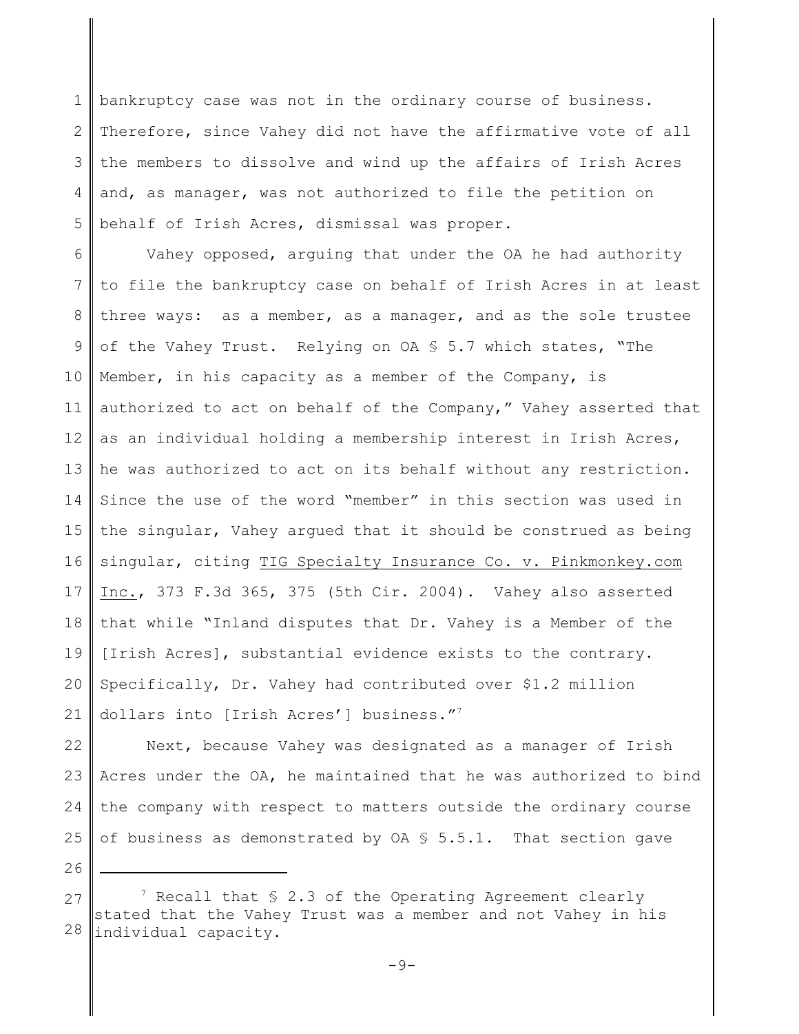bankruptcy case was not in the ordinary course of business. Therefore, since Vahey did not have the affirmative vote of all the members to dissolve and wind up the affairs of Irish Acres and, as manager, was not authorized to file the petition on behalf of Irish Acres, dismissal was proper.

Vahey opposed, arguing that under the OA he had authority to file the bankruptcy case on behalf of Irish Acres in at least three ways: as a member, as a manager, and as the sole trustee of the Vahey Trust. Relying on OA § 5.7 which states, "The Member, in his capacity as a member of the Company, is authorized to act on behalf of the Company," Vahey asserted that as an individual holding a membership interest in Irish Acres, he was authorized to act on its behalf without any restriction. Since the use of the word "member" in this section was used in the singular, Vahey argued that it should be construed as being singular, citing TIG Specialty Insurance Co. v. Pinkmonkey.com Inc., 373 F.3d 365, 375 (5th Cir. 2004). Vahey also asserted that while "Inland disputes that Dr. Vahey is a Member of the [Irish Acres], substantial evidence exists to the contrary. Specifically, Dr. Vahey had contributed over $1.2 million dollars into [Irish Acres'] business."[7]

Next, because Vahey was designated as a manager of Irish Acres under the OA, he maintained that he was authorized to bind the company with respect to matters outside the ordinary course of business as demonstrated by OA § 5.5.1. That section gave

---

[7] Recall that § 2.3 of the Operating Agreement clearly stated that the Vahey Trust was a member and not Vahey in his individual capacity.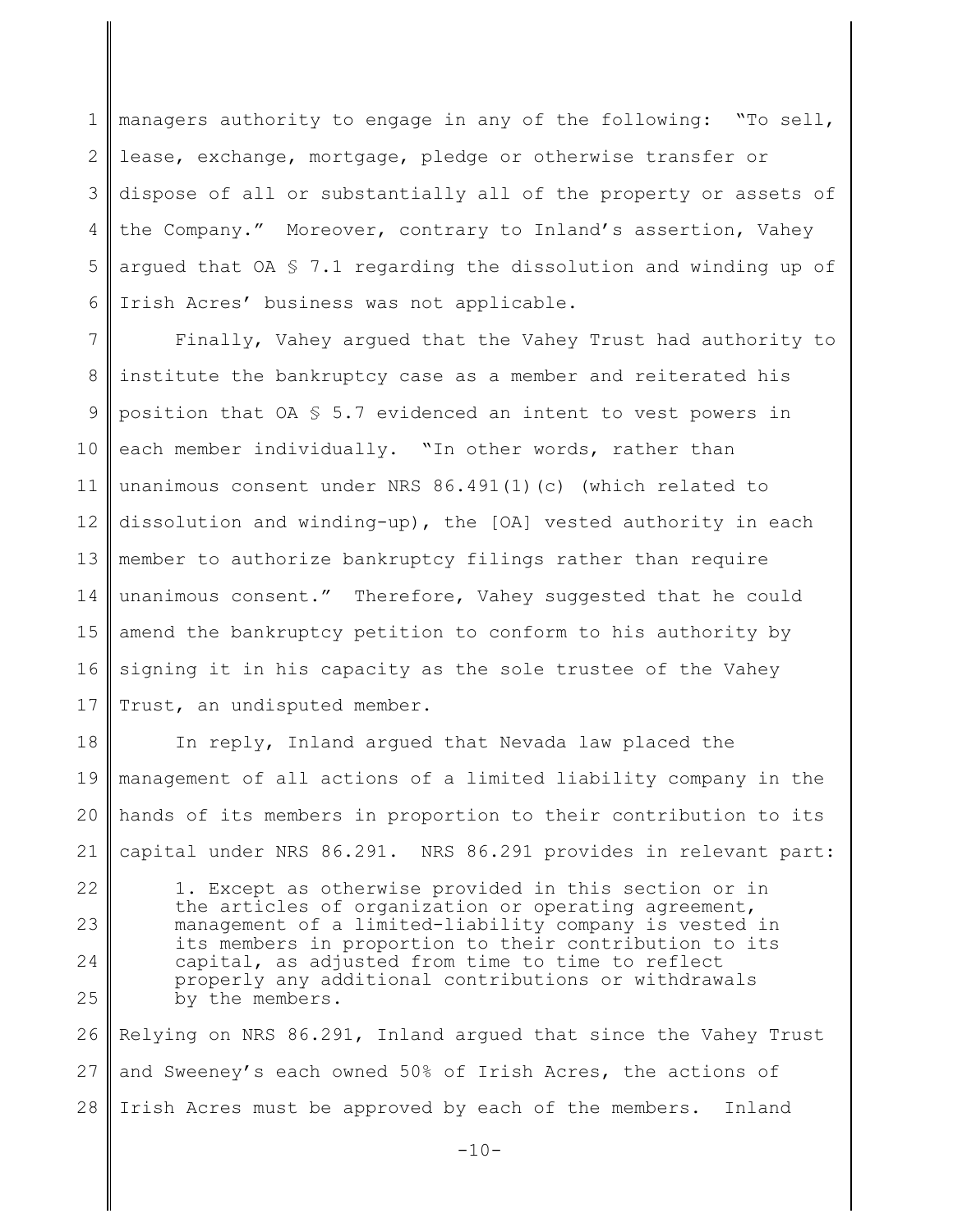managers authority to engage in any of the following: "To sell, lease, exchange, mortgage, pledge or otherwise transfer or dispose of all or substantially all of the property or assets of the Company." Moreover, contrary to Inland's assertion, Vahey argued that OA § 7.1 regarding the dissolution and winding up of Irish Acres' business was not applicable.

Finally, Vahey argued that the Vahey Trust had authority to institute the bankruptcy case as a member and reiterated his position that OA § 5.7 evidenced an intent to vest powers in each member individually. "In other words, rather than unanimous consent under NRS 86.491(1)(c) (which related to dissolution and winding-up), the [OA] vested authority in each member to authorize bankruptcy filings rather than require unanimous consent." Therefore, Vahey suggested that he could amend the bankruptcy petition to conform to his authority by signing it in his capacity as the sole trustee of the Vahey Trust, an undisputed member.

In reply, Inland argued that Nevada law placed the management of all actions of a limited liability company in the hands of its members in proportion to their contribution to its capital under NRS 86.291. NRS 86.291 provides in relevant part:

> 1. Except as otherwise provided in this section or in the articles of organization or operating agreement, management of a limited-liability company is vested in its members in proportion to their contribution to its capital, as adjusted from time to time to reflect properly any additional contributions or withdrawals by the members.

Relying on NRS 86.291, Inland argued that since the Vahey Trust and Sweeney's each owned 50% of Irish Acres, the actions of Irish Acres must be approved by each of the members. Inland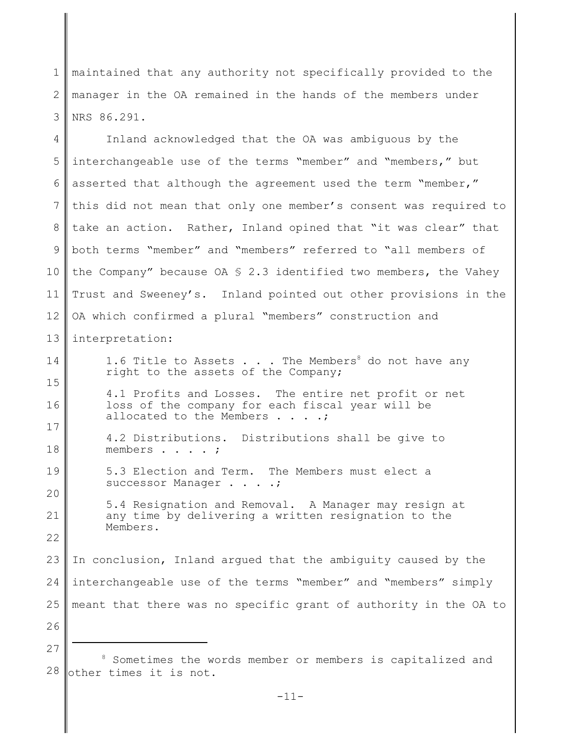maintained that any authority not specifically provided to the manager in the OA remained in the hands of the members under NRS 86.291.

Inland acknowledged that the OA was ambiguous by the interchangeable use of the terms "member" and "members," but asserted that although the agreement used the term "member," this did not mean that only one member's consent was required to take an action. Rather, Inland opined that "it was clear" that both terms "member" and "members" referred to "all members of the Company" because OA § 2.3 identified two members, the Vahey Trust and Sweeney's. Inland pointed out other provisions in the OA which confirmed a plural "members" construction and interpretation:

> 1.6 Title to Assets . . . The Members[8] do not have any right to the assets of the Company;
>
> 4.1 Profits and Losses. The entire net profit or net loss of the company for each fiscal year will be allocated to the Members . . . .;
>
> 4.2 Distributions. Distributions shall be give to members . . . . ;
>
> 5.3 Election and Term. The Members must elect a successor Manager . . . .;
>
> 5.4 Resignation and Removal. A Manager may resign at any time by delivering a written resignation to the Members.

In conclusion, Inland argued that the ambiguity caused by the interchangeable use of the terms "member" and "members" simply meant that there was no specific grant of authority in the OA to

---

[8] Sometimes the words member or members is capitalized and other times it is not.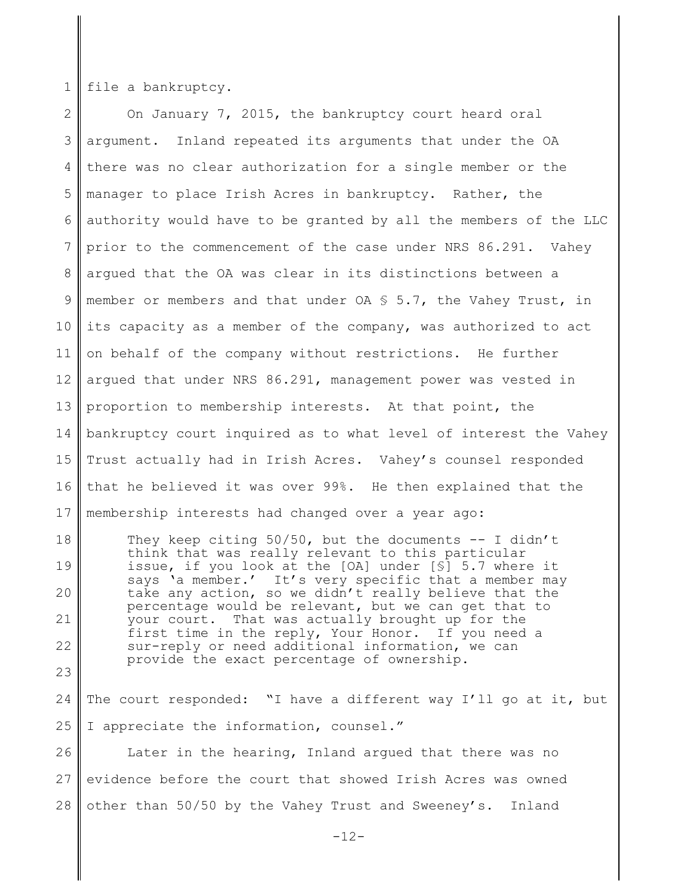file a bankruptcy.

On January 7, 2015, the bankruptcy court heard oral argument. Inland repeated its arguments that under the OA there was no clear authorization for a single member or the manager to place Irish Acres in bankruptcy. Rather, the authority would have to be granted by all the members of the LLC prior to the commencement of the case under NRS 86.291. Vahey argued that the OA was clear in its distinctions between a member or members and that under OA § 5.7, the Vahey Trust, in its capacity as a member of the company, was authorized to act on behalf of the company without restrictions. He further argued that under NRS 86.291, management power was vested in proportion to membership interests. At that point, the bankruptcy court inquired as to what level of interest the Vahey Trust actually had in Irish Acres. Vahey's counsel responded that he believed it was over 99%. He then explained that the membership interests had changed over a year ago:

> They keep citing 50/50, but the documents -- I didn't think that was really relevant to this particular issue, if you look at the [OA] under [§] 5.7 where it says 'a member.' It's very specific that a member may take any action, so we didn't really believe that the percentage would be relevant, but we can get that to your court. That was actually brought up for the first time in the reply, Your Honor. If you need a sur-reply or need additional information, we can provide the exact percentage of ownership.

The court responded: "I have a different way I'll go at it, but I appreciate the information, counsel."

Later in the hearing, Inland argued that there was no evidence before the court that showed Irish Acres was owned other than 50/50 by the Vahey Trust and Sweeney's. Inland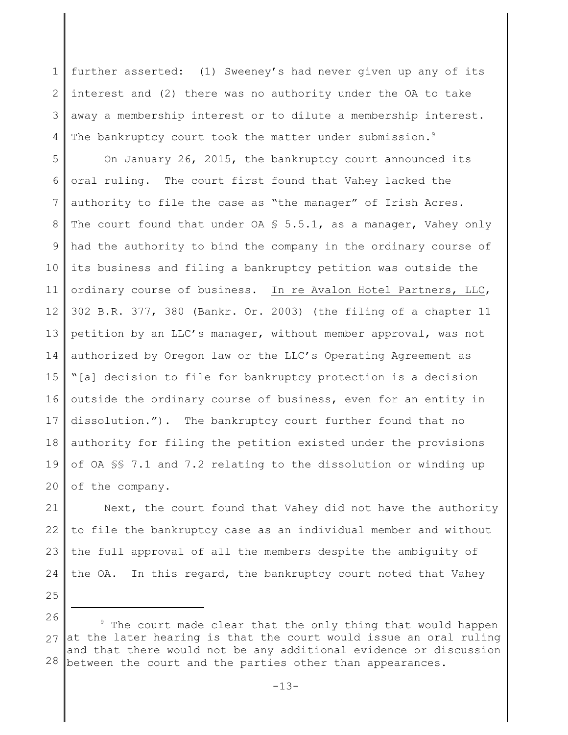further asserted: (1) Sweeney's had never given up any of its interest and (2) there was no authority under the OA to take away a membership interest or to dilute a membership interest. The bankruptcy court took the matter under submission.[9]

On January 26, 2015, the bankruptcy court announced its oral ruling. The court first found that Vahey lacked the authority to file the case as "the manager" of Irish Acres. The court found that under OA § 5.5.1, as a manager, Vahey only had the authority to bind the company in the ordinary course of its business and filing a bankruptcy petition was outside the ordinary course of business. In re Avalon Hotel Partners, LLC, 302 B.R. 377, 380 (Bankr. Or. 2003) (the filing of a chapter 11 petition by an LLC's manager, without member approval, was not authorized by Oregon law or the LLC's Operating Agreement as "[a] decision to file for bankruptcy protection is a decision outside the ordinary course of business, even for an entity in dissolution."). The bankruptcy court further found that no authority for filing the petition existed under the provisions of OA §§ 7.1 and 7.2 relating to the dissolution or winding up of the company.

Next, the court found that Vahey did not have the authority to file the bankruptcy case as an individual member and without the full approval of all the members despite the ambiguity of the OA. In this regard, the bankruptcy court noted that Vahey

---

[9] The court made clear that the only thing that would happen at the later hearing is that the court would issue an oral ruling and that there would not be any additional evidence or discussion between the court and the parties other than appearances.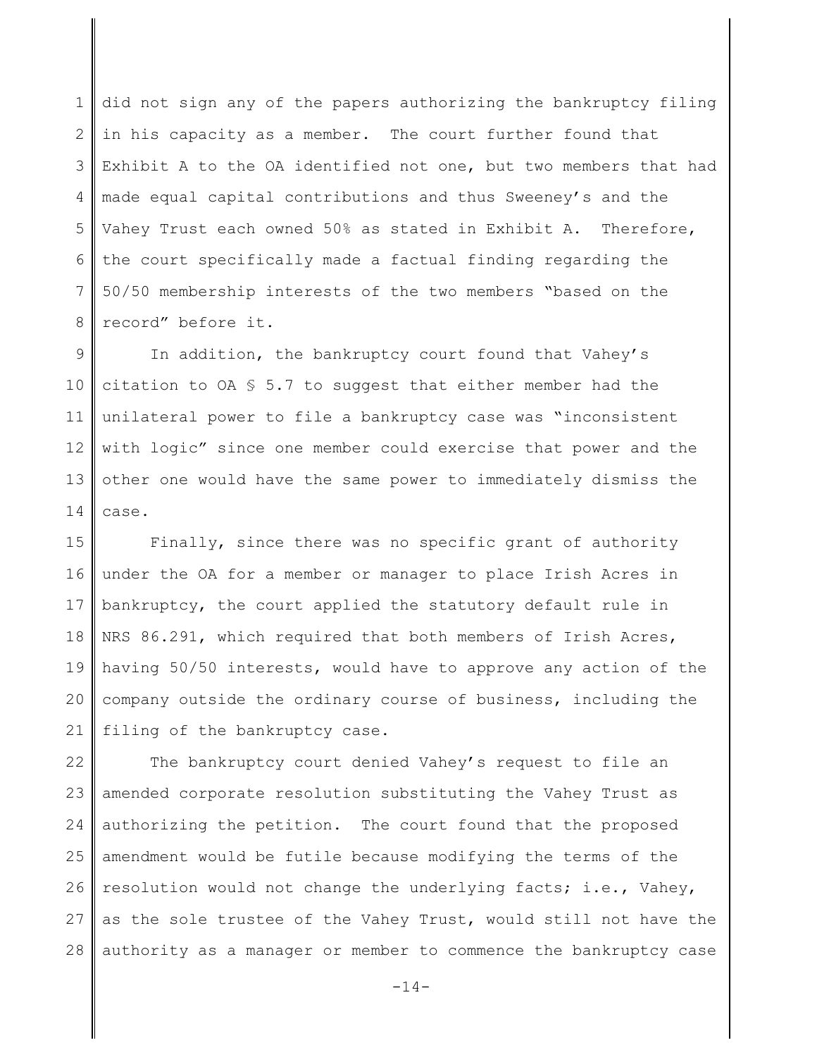did not sign any of the papers authorizing the bankruptcy filing in his capacity as a member. The court further found that Exhibit A to the OA identified not one, but two members that had made equal capital contributions and thus Sweeney's and the Vahey Trust each owned 50% as stated in Exhibit A. Therefore, the court specifically made a factual finding regarding the 50/50 membership interests of the two members "based on the record" before it.

In addition, the bankruptcy court found that Vahey's citation to OA § 5.7 to suggest that either member had the unilateral power to file a bankruptcy case was "inconsistent with logic" since one member could exercise that power and the other one would have the same power to immediately dismiss the case.

Finally, since there was no specific grant of authority under the OA for a member or manager to place Irish Acres in bankruptcy, the court applied the statutory default rule in NRS 86.291, which required that both members of Irish Acres, having 50/50 interests, would have to approve any action of the company outside the ordinary course of business, including the filing of the bankruptcy case.

The bankruptcy court denied Vahey's request to file an amended corporate resolution substituting the Vahey Trust as authorizing the petition. The court found that the proposed amendment would be futile because modifying the terms of the resolution would not change the underlying facts; i.e., Vahey, as the sole trustee of the Vahey Trust, would still not have the authority as a manager or member to commence the bankruptcy case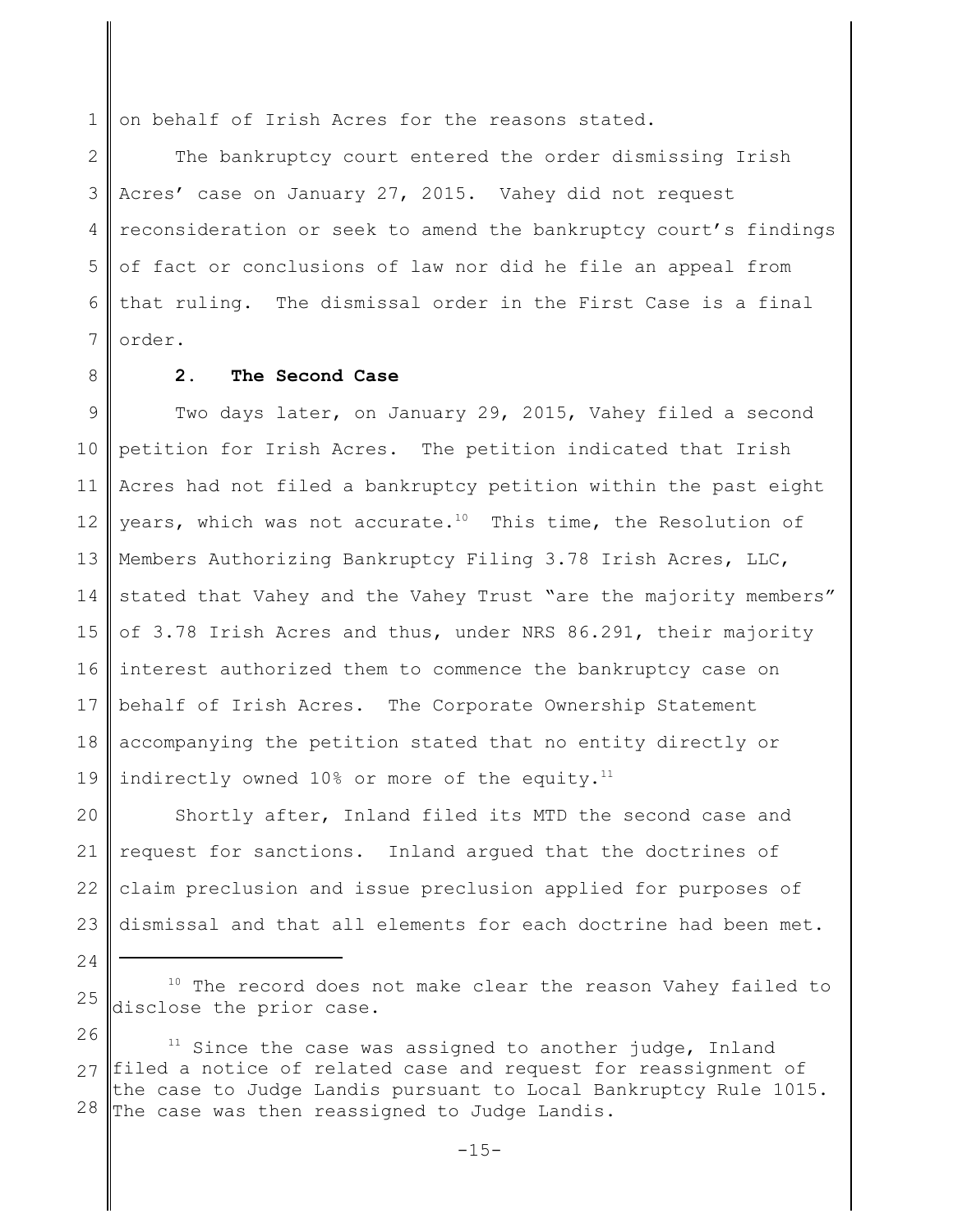on behalf of Irish Acres for the reasons stated.

The bankruptcy court entered the order dismissing Irish Acres' case on January 27, 2015. Vahey did not request reconsideration or seek to amend the bankruptcy court's findings of fact or conclusions of law nor did he file an appeal from that ruling. The dismissal order in the First Case is a final order.

**2. The Second Case**

Two days later, on January 29, 2015, Vahey filed a second petition for Irish Acres. The petition indicated that Irish Acres had not filed a bankruptcy petition within the past eight years, which was not accurate.[10] This time, the Resolution of Members Authorizing Bankruptcy Filing 3.78 Irish Acres, LLC, stated that Vahey and the Vahey Trust "are the majority members" of 3.78 Irish Acres and thus, under NRS 86.291, their majority interest authorized them to commence the bankruptcy case on behalf of Irish Acres. The Corporate Ownership Statement accompanying the petition stated that no entity directly or indirectly owned 10% or more of the equity.[11]

Shortly after, Inland filed its MTD the second case and request for sanctions. Inland argued that the doctrines of claim preclusion and issue preclusion applied for purposes of dismissal and that all elements for each doctrine had been met.

---

[10] The record does not make clear the reason Vahey failed to disclose the prior case.

[11] Since the case was assigned to another judge, Inland filed a notice of related case and request for reassignment of the case to Judge Landis pursuant to Local Bankruptcy Rule 1015. The case was then reassigned to Judge Landis.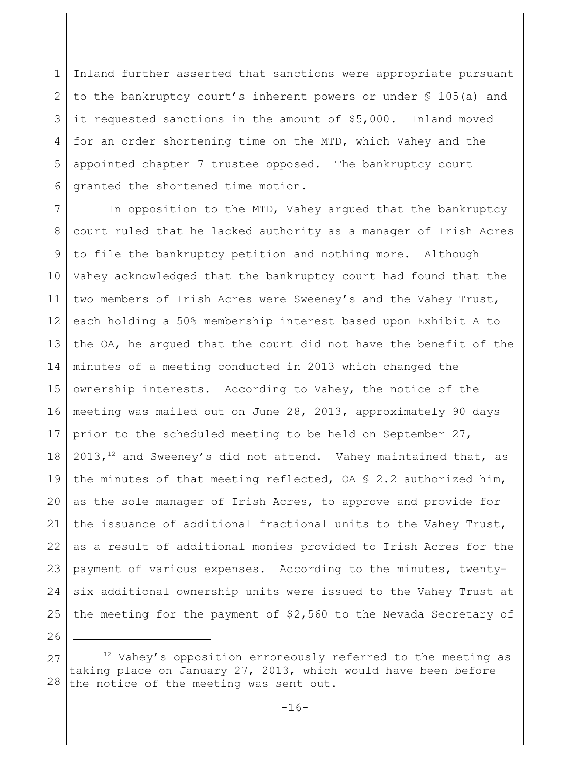Inland further asserted that sanctions were appropriate pursuant to the bankruptcy court's inherent powers or under § 105(a) and it requested sanctions in the amount of $5,000. Inland moved for an order shortening time on the MTD, which Vahey and the appointed chapter 7 trustee opposed. The bankruptcy court granted the shortened time motion.

In opposition to the MTD, Vahey argued that the bankruptcy court ruled that he lacked authority as a manager of Irish Acres to file the bankruptcy petition and nothing more. Although Vahey acknowledged that the bankruptcy court had found that the two members of Irish Acres were Sweeney's and the Vahey Trust, each holding a 50% membership interest based upon Exhibit A to the OA, he argued that the court did not have the benefit of the minutes of a meeting conducted in 2013 which changed the ownership interests. According to Vahey, the notice of the meeting was mailed out on June 28, 2013, approximately 90 days prior to the scheduled meeting to be held on September 27, 2013,[12] and Sweeney's did not attend. Vahey maintained that, as the minutes of that meeting reflected, OA § 2.2 authorized him, as the sole manager of Irish Acres, to approve and provide for the issuance of additional fractional units to the Vahey Trust, as a result of additional monies provided to Irish Acres for the payment of various expenses. According to the minutes, twenty-six additional ownership units were issued to the Vahey Trust at the meeting for the payment of $2,560 to the Nevada Secretary of

---

[12] Vahey's opposition erroneously referred to the meeting as taking place on January 27, 2013, which would have been before the notice of the meeting was sent out.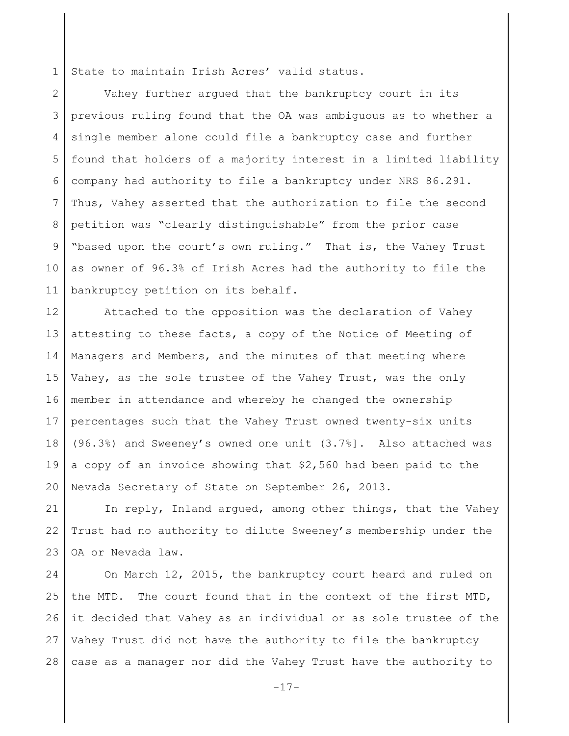State to maintain Irish Acres' valid status.

Vahey further argued that the bankruptcy court in its previous ruling found that the OA was ambiguous as to whether a single member alone could file a bankruptcy case and further found that holders of a majority interest in a limited liability company had authority to file a bankruptcy under NRS 86.291. Thus, Vahey asserted that the authorization to file the second petition was "clearly distinguishable" from the prior case "based upon the court's own ruling." That is, the Vahey Trust as owner of 96.3% of Irish Acres had the authority to file the bankruptcy petition on its behalf.

Attached to the opposition was the declaration of Vahey attesting to these facts, a copy of the Notice of Meeting of Managers and Members, and the minutes of that meeting where Vahey, as the sole trustee of the Vahey Trust, was the only member in attendance and whereby he changed the ownership percentages such that the Vahey Trust owned twenty-six units (96.3%) and Sweeney's owned one unit (3.7%]. Also attached was a copy of an invoice showing that $2,560 had been paid to the Nevada Secretary of State on September 26, 2013.

In reply, Inland argued, among other things, that the Vahey Trust had no authority to dilute Sweeney's membership under the OA or Nevada law.

On March 12, 2015, the bankruptcy court heard and ruled on the MTD. The court found that in the context of the first MTD, it decided that Vahey as an individual or as sole trustee of the Vahey Trust did not have the authority to file the bankruptcy case as a manager nor did the Vahey Trust have the authority to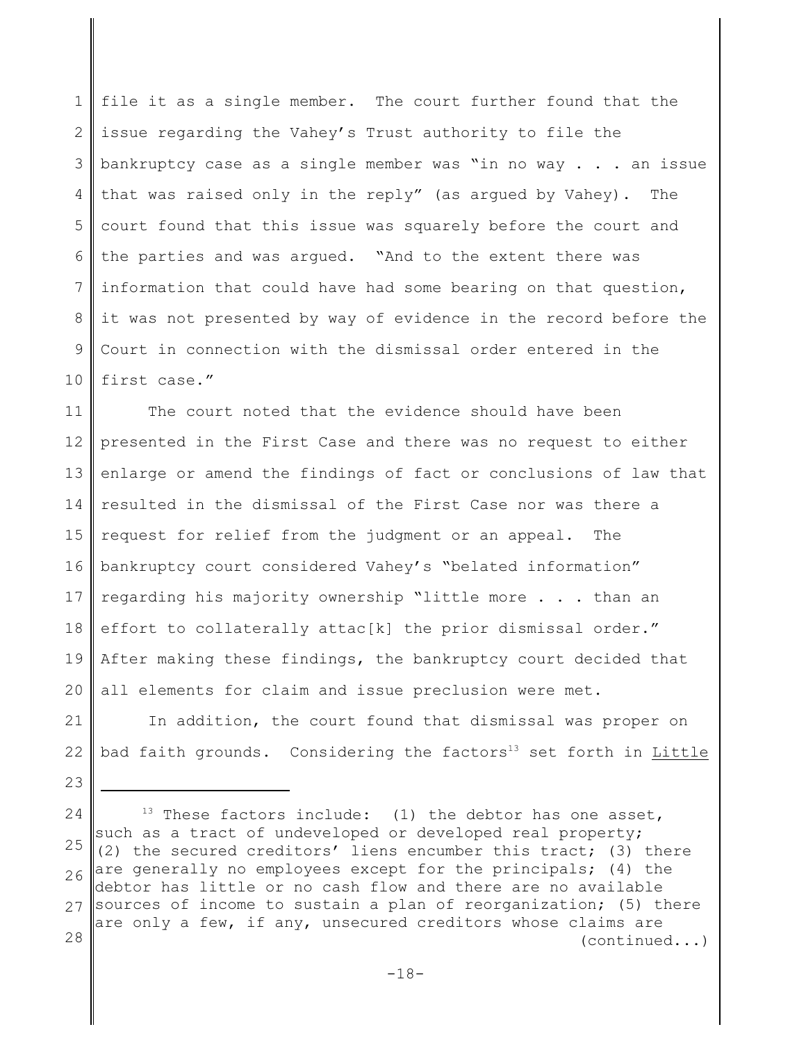file it as a single member. The court further found that the issue regarding the Vahey's Trust authority to file the bankruptcy case as a single member was "in no way . . . an issue that was raised only in the reply" (as argued by Vahey). The court found that this issue was squarely before the court and the parties and was argued. "And to the extent there was information that could have had some bearing on that question, it was not presented by way of evidence in the record before the Court in connection with the dismissal order entered in the first case."

The court noted that the evidence should have been presented in the First Case and there was no request to either enlarge or amend the findings of fact or conclusions of law that resulted in the dismissal of the First Case nor was there a request for relief from the judgment or an appeal. The bankruptcy court considered Vahey's "belated information" regarding his majority ownership "little more . . . than an effort to collaterally attac[k] the prior dismissal order." After making these findings, the bankruptcy court decided that all elements for claim and issue preclusion were met.

In addition, the court found that dismissal was proper on bad faith grounds. Considering the factors[13] set forth in Little

---

[13] These factors include: (1) the debtor has one asset, such as a tract of undeveloped or developed real property; (2) the secured creditors' liens encumber this tract; (3) there are generally no employees except for the principals; (4) the debtor has little or no cash flow and there are no available sources of income to sustain a plan of reorganization; (5) there are only a few, if any, unsecured creditors whose claims are (continued...)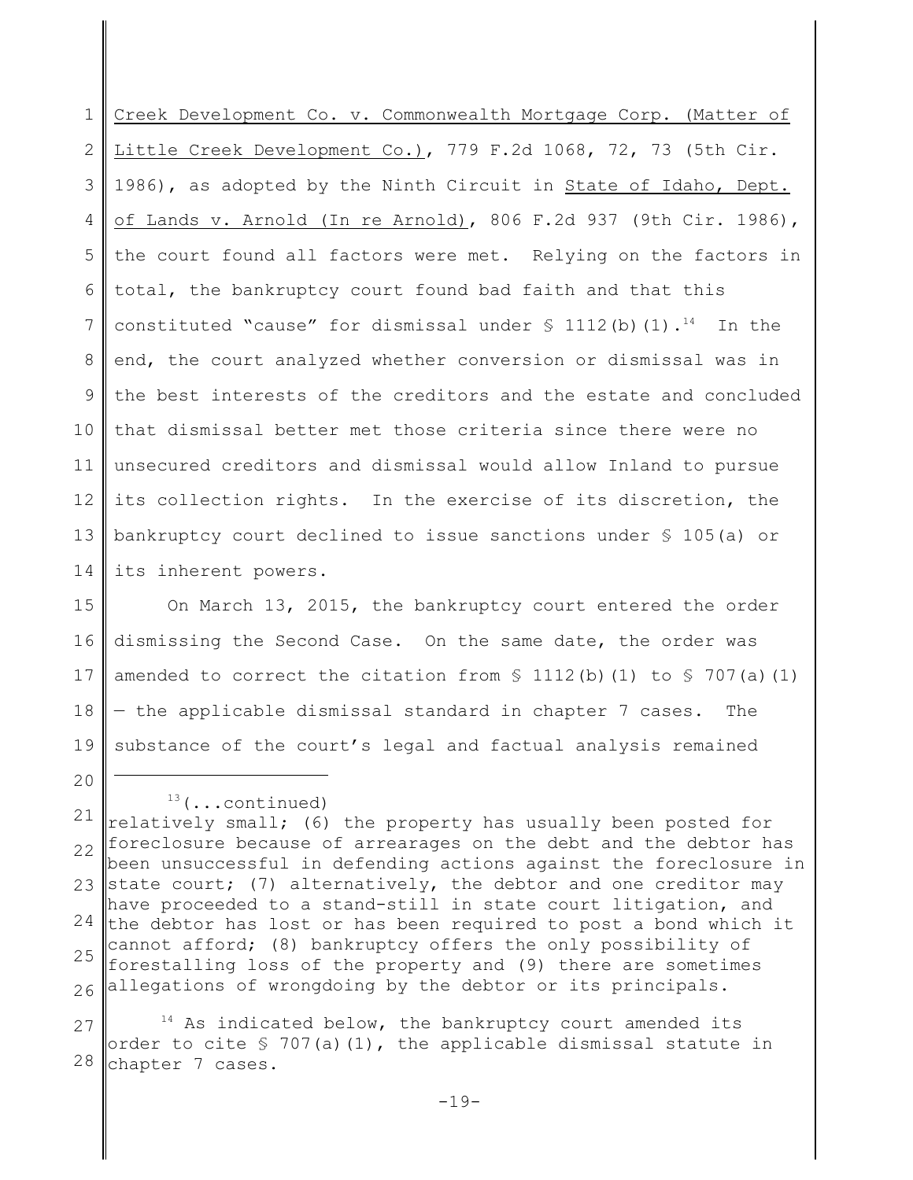Creek Development Co. v. Commonwealth Mortgage Corp. (Matter of Little Creek Development Co.), 779 F.2d 1068, 72, 73 (5th Cir. 1986), as adopted by the Ninth Circuit in State of Idaho, Dept. of Lands v. Arnold (In re Arnold), 806 F.2d 937 (9th Cir. 1986), the court found all factors were met. Relying on the factors in total, the bankruptcy court found bad faith and that this constituted "cause" for dismissal under § 1112(b)(1).[14] In the end, the court analyzed whether conversion or dismissal was in the best interests of the creditors and the estate and concluded that dismissal better met those criteria since there were no unsecured creditors and dismissal would allow Inland to pursue its collection rights. In the exercise of its discretion, the bankruptcy court declined to issue sanctions under § 105(a) or its inherent powers.

On March 13, 2015, the bankruptcy court entered the order dismissing the Second Case. On the same date, the order was amended to correct the citation from § 1112(b)(1) to § 707(a)(1) — the applicable dismissal standard in chapter 7 cases. The substance of the court's legal and factual analysis remained

---

[13](...continued)
relatively small; (6) the property has usually been posted for foreclosure because of arrearages on the debt and the debtor has been unsuccessful in defending actions against the foreclosure in state court; (7) alternatively, the debtor and one creditor may have proceeded to a stand-still in state court litigation, and the debtor has lost or has been required to post a bond which it cannot afford; (8) bankruptcy offers the only possibility of forestalling loss of the property and (9) there are sometimes allegations of wrongdoing by the debtor or its principals.

[14] As indicated below, the bankruptcy court amended its order to cite § 707(a)(1), the applicable dismissal statute in chapter 7 cases.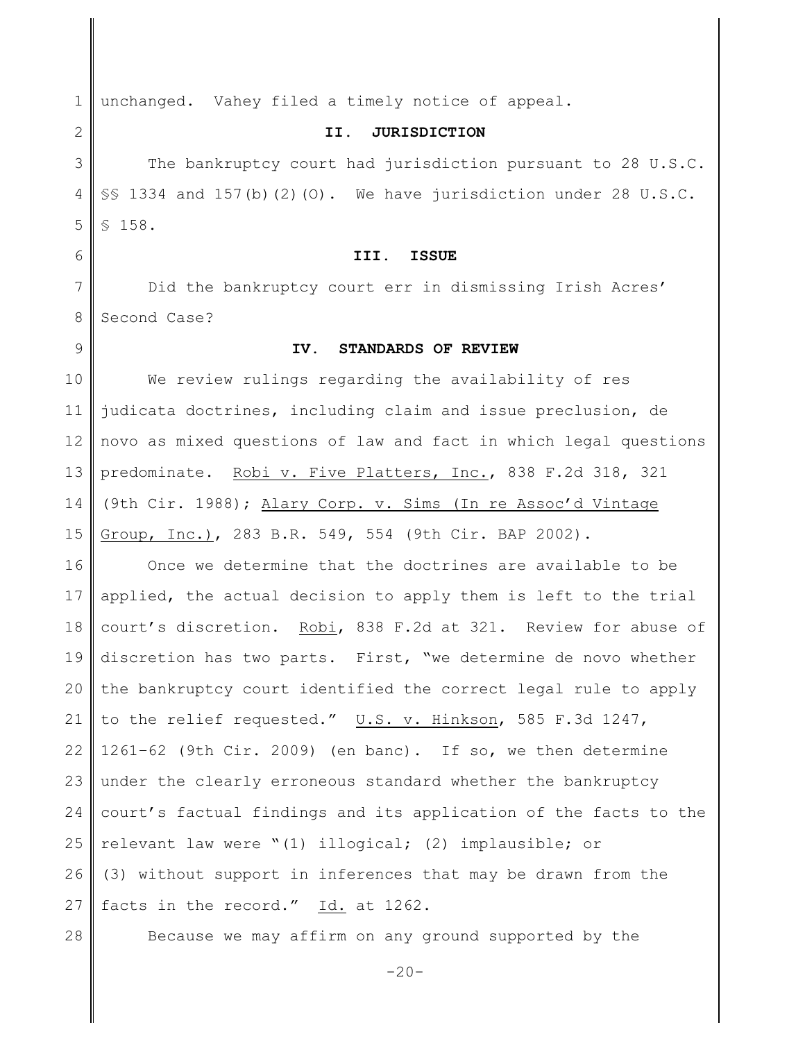unchanged. Vahey filed a timely notice of appeal.

## II. JURISDICTION

The bankruptcy court had jurisdiction pursuant to 28 U.S.C. §§ 1334 and 157(b)(2)(O). We have jurisdiction under 28 U.S.C. § 158.

## III. ISSUE

Did the bankruptcy court err in dismissing Irish Acres' Second Case?

## IV. STANDARDS OF REVIEW

We review rulings regarding the availability of res judicata doctrines, including claim and issue preclusion, de novo as mixed questions of law and fact in which legal questions predominate. Robi v. Five Platters, Inc., 838 F.2d 318, 321 (9th Cir. 1988); Alary Corp. v. Sims (In re Assoc'd Vintage Group, Inc.), 283 B.R. 549, 554 (9th Cir. BAP 2002).

Once we determine that the doctrines are available to be applied, the actual decision to apply them is left to the trial court's discretion. Robi, 838 F.2d at 321. Review for abuse of discretion has two parts. First, "we determine de novo whether the bankruptcy court identified the correct legal rule to apply to the relief requested." U.S. v. Hinkson, 585 F.3d 1247, 1261–62 (9th Cir. 2009) (en banc). If so, we then determine under the clearly erroneous standard whether the bankruptcy court's factual findings and its application of the facts to the relevant law were "(1) illogical; (2) implausible; or (3) without support in inferences that may be drawn from the facts in the record." Id. at 1262.

Because we may affirm on any ground supported by the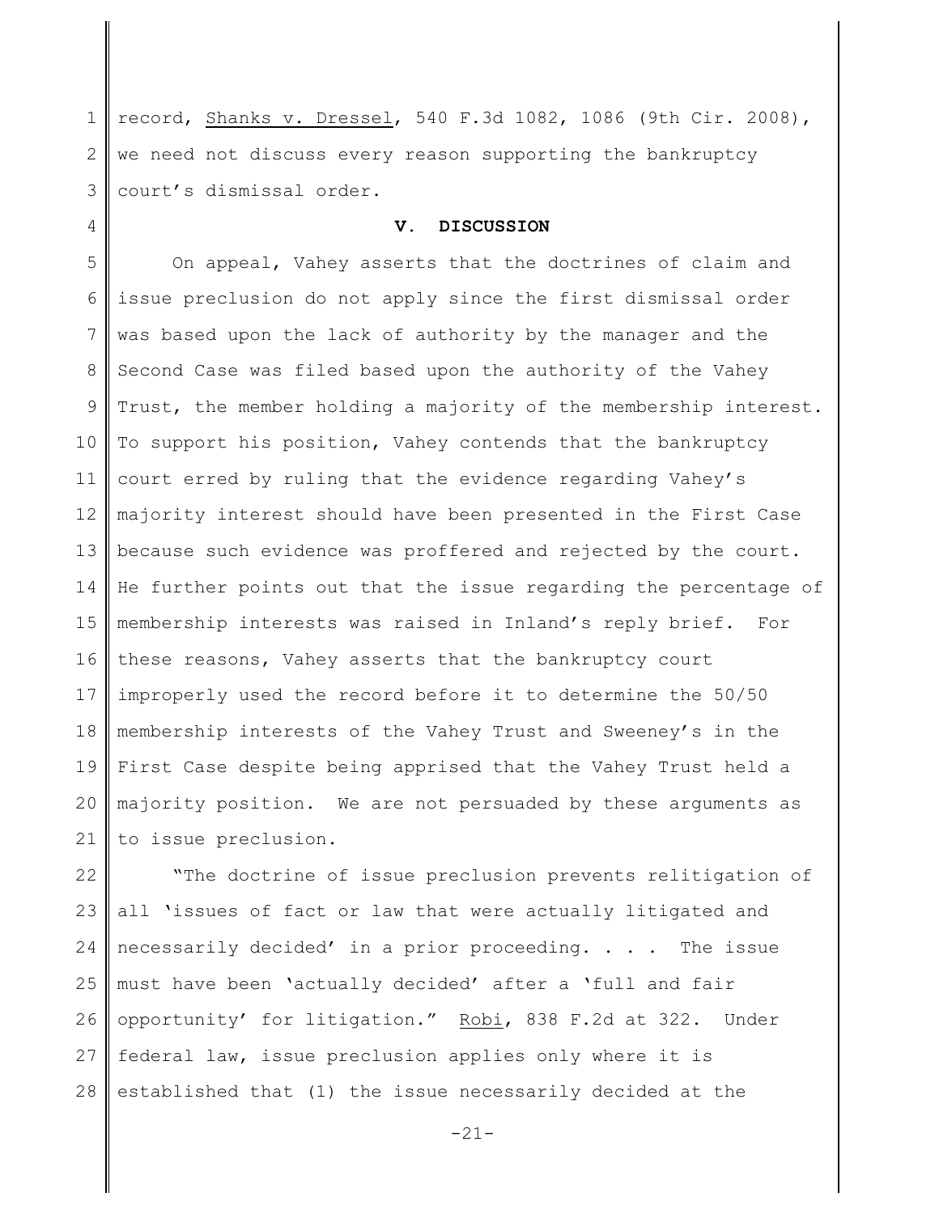record, Shanks v. Dressel, 540 F.3d 1082, 1086 (9th Cir. 2008), we need not discuss every reason supporting the bankruptcy court's dismissal order.

## V. DISCUSSION

On appeal, Vahey asserts that the doctrines of claim and issue preclusion do not apply since the first dismissal order was based upon the lack of authority by the manager and the Second Case was filed based upon the authority of the Vahey Trust, the member holding a majority of the membership interest. To support his position, Vahey contends that the bankruptcy court erred by ruling that the evidence regarding Vahey's majority interest should have been presented in the First Case because such evidence was proffered and rejected by the court. He further points out that the issue regarding the percentage of membership interests was raised in Inland's reply brief. For these reasons, Vahey asserts that the bankruptcy court improperly used the record before it to determine the 50/50 membership interests of the Vahey Trust and Sweeney's in the First Case despite being apprised that the Vahey Trust held a majority position. We are not persuaded by these arguments as to issue preclusion.

"The doctrine of issue preclusion prevents relitigation of all 'issues of fact or law that were actually litigated and necessarily decided' in a prior proceeding. . . . The issue must have been 'actually decided' after a 'full and fair opportunity' for litigation." Robi, 838 F.2d at 322. Under federal law, issue preclusion applies only where it is established that (1) the issue necessarily decided at the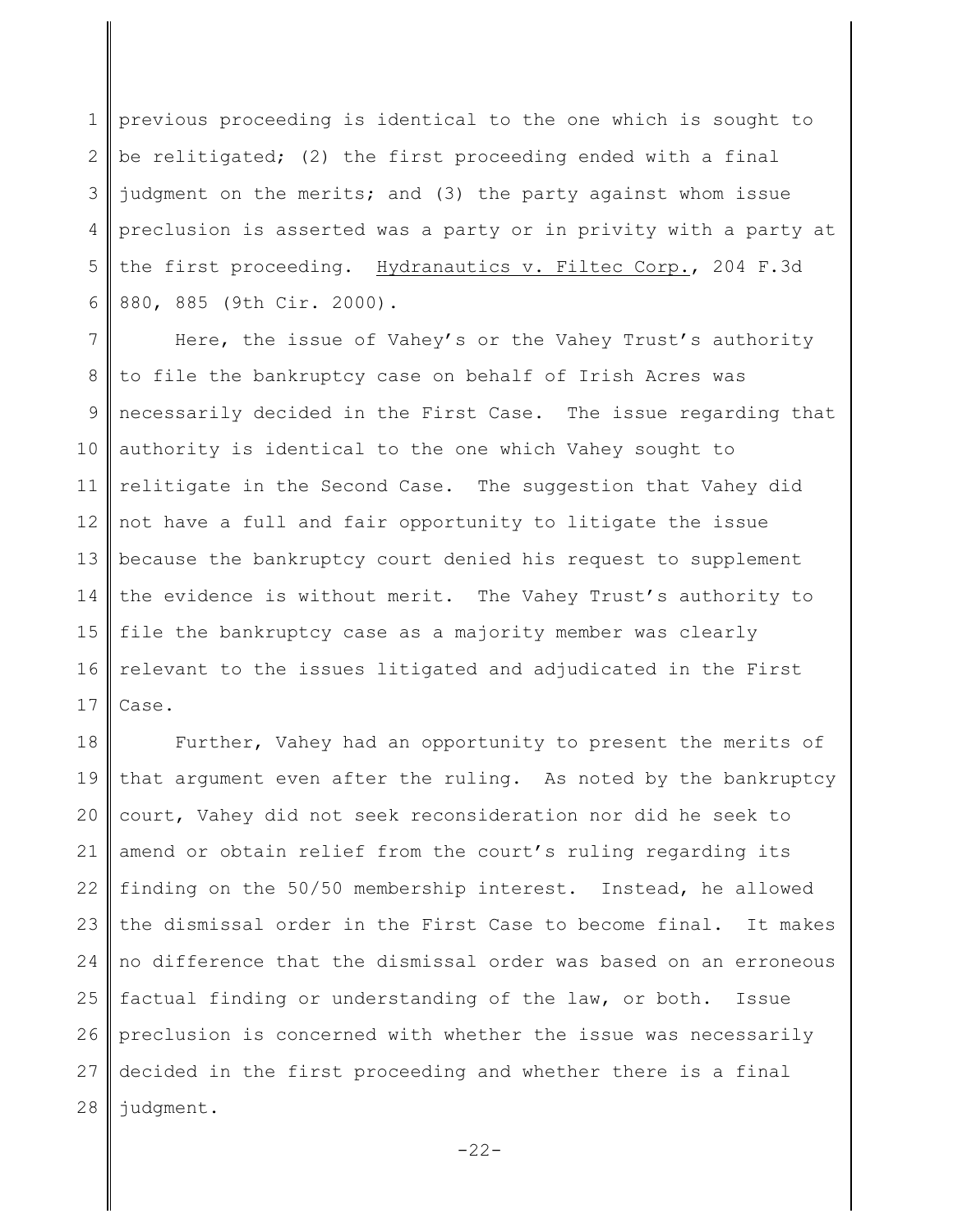previous proceeding is identical to the one which is sought to be relitigated; (2) the first proceeding ended with a final judgment on the merits; and (3) the party against whom issue preclusion is asserted was a party or in privity with a party at the first proceeding. Hydranautics v. Filtec Corp., 204 F.3d 880, 885 (9th Cir. 2000).

Here, the issue of Vahey's or the Vahey Trust's authority to file the bankruptcy case on behalf of Irish Acres was necessarily decided in the First Case. The issue regarding that authority is identical to the one which Vahey sought to relitigate in the Second Case. The suggestion that Vahey did not have a full and fair opportunity to litigate the issue because the bankruptcy court denied his request to supplement the evidence is without merit. The Vahey Trust's authority to file the bankruptcy case as a majority member was clearly relevant to the issues litigated and adjudicated in the First Case.

Further, Vahey had an opportunity to present the merits of that argument even after the ruling. As noted by the bankruptcy court, Vahey did not seek reconsideration nor did he seek to amend or obtain relief from the court's ruling regarding its finding on the 50/50 membership interest. Instead, he allowed the dismissal order in the First Case to become final. It makes no difference that the dismissal order was based on an erroneous factual finding or understanding of the law, or both. Issue preclusion is concerned with whether the issue was necessarily decided in the first proceeding and whether there is a final judgment.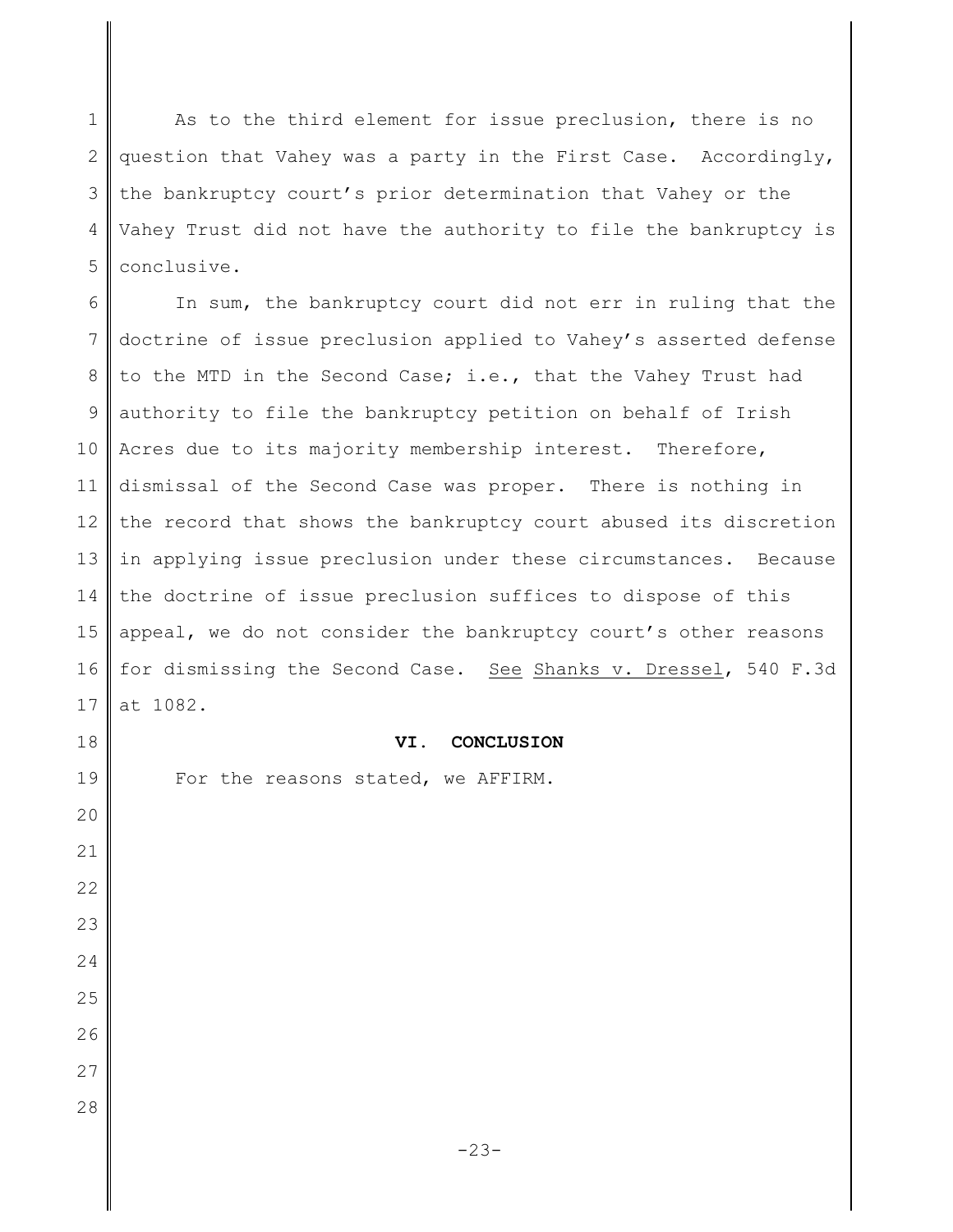As to the third element for issue preclusion, there is no question that Vahey was a party in the First Case. Accordingly, the bankruptcy court's prior determination that Vahey or the Vahey Trust did not have the authority to file the bankruptcy is conclusive.

In sum, the bankruptcy court did not err in ruling that the doctrine of issue preclusion applied to Vahey's asserted defense to the MTD in the Second Case; i.e., that the Vahey Trust had authority to file the bankruptcy petition on behalf of Irish Acres due to its majority membership interest. Therefore, dismissal of the Second Case was proper. There is nothing in the record that shows the bankruptcy court abused its discretion in applying issue preclusion under these circumstances. Because the doctrine of issue preclusion suffices to dispose of this appeal, we do not consider the bankruptcy court's other reasons for dismissing the Second Case. See Shanks v. Dressel, 540 F.3d at 1082.

## VI. CONCLUSION

For the reasons stated, we AFFIRM.